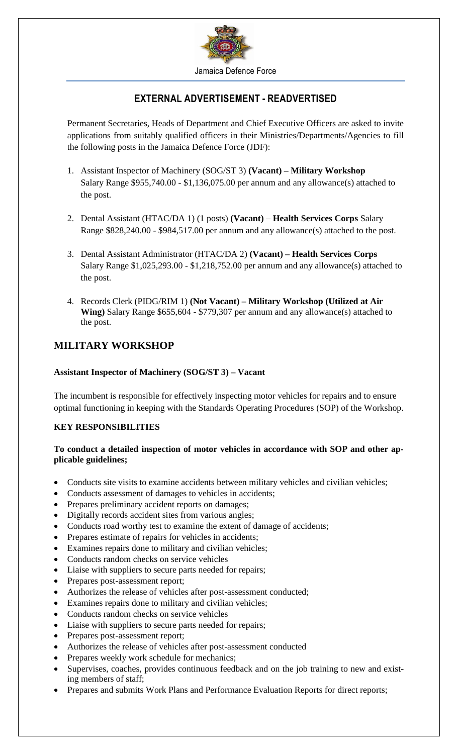Jamaica Defence Force

## EXTERNAL ADVERTISEMENT - READVERTISED

Permanent Secretaries, Heads of Department and Chief Executive Officers are asked to invite applications from suitably qualified officers in their Ministries/Departments/Agencies to fill the following posts in the Jamaica Defence Force (JDF):

1. Assistant Inspector of Machinery (SOG/ST 3) **(Vacant) – Military Workshop** Salary Range $955,740.00 - $1,136,075.00 per annum and any allowance(s) attached to the post.
2. Dental Assistant (HTAC/DA 1) (1 posts) **(Vacant)** – **Health Services Corps** Salary Range $828,240.00 - $984,517.00 per annum and any allowance(s) attached to the post.
3. Dental Assistant Administrator (HTAC/DA 2) **(Vacant) – Health Services Corps** Salary Range $1,025,293.00 - $1,218,752.00 per annum and any allowance(s) attached to the post.
4. Records Clerk (PIDG/RIM 1) **(Not Vacant) – Military Workshop (Utilized at Air Wing)** Salary Range $655,604 - $779,307 per annum and any allowance(s) attached to the post.

## MILITARY WORKSHOP

**Assistant Inspector of Machinery (SOG/ST 3) – Vacant**

The incumbent is responsible for effectively inspecting motor vehicles for repairs and to ensure optimal functioning in keeping with the Standards Operating Procedures (SOP) of the Workshop.

**KEY RESPONSIBILITIES**

**To conduct a detailed inspection of motor vehicles in accordance with SOP and other applicable guidelines;**

- Conducts site visits to examine accidents between military vehicles and civilian vehicles;
- Conducts assessment of damages to vehicles in accidents;
- Prepares preliminary accident reports on damages;
- Digitally records accident sites from various angles;
- Conducts road worthy test to examine the extent of damage of accidents;
- Prepares estimate of repairs for vehicles in accidents;
- Examines repairs done to military and civilian vehicles;
- Conducts random checks on service vehicles
- Liaise with suppliers to secure parts needed for repairs;
- Prepares post-assessment report;
- Authorizes the release of vehicles after post-assessment conducted;
- Examines repairs done to military and civilian vehicles;
- Conducts random checks on service vehicles
- Liaise with suppliers to secure parts needed for repairs;
- Prepares post-assessment report;
- Authorizes the release of vehicles after post-assessment conducted
- Prepares weekly work schedule for mechanics;
- Supervises, coaches, provides continuous feedback and on the job training to new and existing members of staff;
- Prepares and submits Work Plans and Performance Evaluation Reports for direct reports;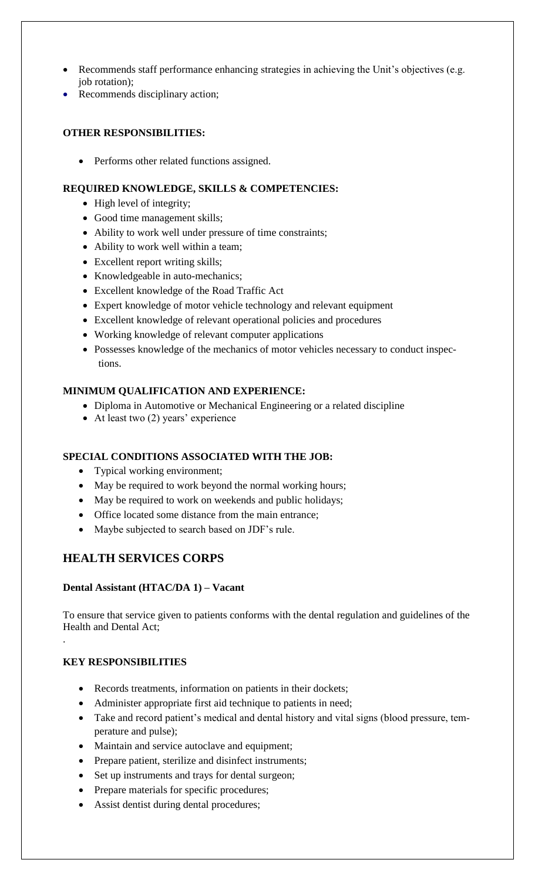- Recommends staff performance enhancing strategies in achieving the Unit's objectives (e.g. job rotation);
- Recommends disciplinary action;

**OTHER RESPONSIBILITIES:**

- Performs other related functions assigned.

**REQUIRED KNOWLEDGE, SKILLS & COMPETENCIES:**

- High level of integrity;
- Good time management skills;
- Ability to work well under pressure of time constraints;
- Ability to work well within a team;
- Excellent report writing skills;
- Knowledgeable in auto-mechanics;
- Excellent knowledge of the Road Traffic Act
- Expert knowledge of motor vehicle technology and relevant equipment
- Excellent knowledge of relevant operational policies and procedures
- Working knowledge of relevant computer applications
- Possesses knowledge of the mechanics of motor vehicles necessary to conduct inspections.

**MINIMUM QUALIFICATION AND EXPERIENCE:**

- Diploma in Automotive or Mechanical Engineering or a related discipline
- At least two (2) years' experience

**SPECIAL CONDITIONS ASSOCIATED WITH THE JOB:**

- Typical working environment;
- May be required to work beyond the normal working hours;
- May be required to work on weekends and public holidays;
- Office located some distance from the main entrance;
- Maybe subjected to search based on JDF's rule.

## HEALTH SERVICES CORPS

**Dental Assistant (HTAC/DA 1) – Vacant**

To ensure that service given to patients conforms with the dental regulation and guidelines of the Health and Dental Act;

.

**KEY RESPONSIBILITIES**

- Records treatments, information on patients in their dockets;
- Administer appropriate first aid technique to patients in need;
- Take and record patient's medical and dental history and vital signs (blood pressure, temperature and pulse);
- Maintain and service autoclave and equipment;
- Prepare patient, sterilize and disinfect instruments;
- Set up instruments and trays for dental surgeon;
- Prepare materials for specific procedures;
- Assist dentist during dental procedures;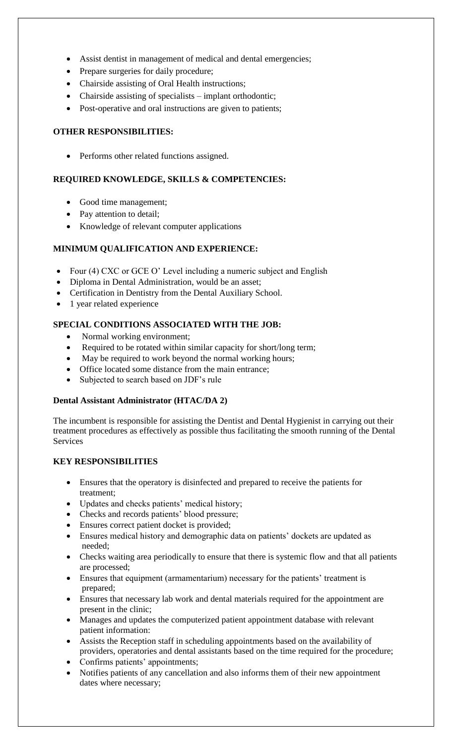- Assist dentist in management of medical and dental emergencies;
- Prepare surgeries for daily procedure;
- Chairside assisting of Oral Health instructions;
- Chairside assisting of specialists – implant orthodontic;
- Post-operative and oral instructions are given to patients;

**OTHER RESPONSIBILITIES:**

- Performs other related functions assigned.

**REQUIRED KNOWLEDGE, SKILLS & COMPETENCIES:**

- Good time management;
- Pay attention to detail;
- Knowledge of relevant computer applications

**MINIMUM QUALIFICATION AND EXPERIENCE:**

- Four (4) CXC or GCE O' Level including a numeric subject and English
- Diploma in Dental Administration, would be an asset;
- Certification in Dentistry from the Dental Auxiliary School.
- 1 year related experience

**SPECIAL CONDITIONS ASSOCIATED WITH THE JOB:**

- Normal working environment;
- Required to be rotated within similar capacity for short/long term;
- May be required to work beyond the normal working hours;
- Office located some distance from the main entrance;
- Subjected to search based on JDF's rule

**Dental Assistant Administrator (HTAC/DA 2)**

The incumbent is responsible for assisting the Dentist and Dental Hygienist in carrying out their treatment procedures as effectively as possible thus facilitating the smooth running of the Dental Services

**KEY RESPONSIBILITIES**

- Ensures that the operatory is disinfected and prepared to receive the patients for treatment;
- Updates and checks patients' medical history;
- Checks and records patients' blood pressure;
- Ensures correct patient docket is provided;
- Ensures medical history and demographic data on patients' dockets are updated as needed;
- Checks waiting area periodically to ensure that there is systemic flow and that all patients are processed;
- Ensures that equipment (armamentarium) necessary for the patients' treatment is prepared;
- Ensures that necessary lab work and dental materials required for the appointment are present in the clinic;
- Manages and updates the computerized patient appointment database with relevant patient information:
- Assists the Reception staff in scheduling appointments based on the availability of providers, operatories and dental assistants based on the time required for the procedure;
- Confirms patients' appointments;
- Notifies patients of any cancellation and also informs them of their new appointment dates where necessary;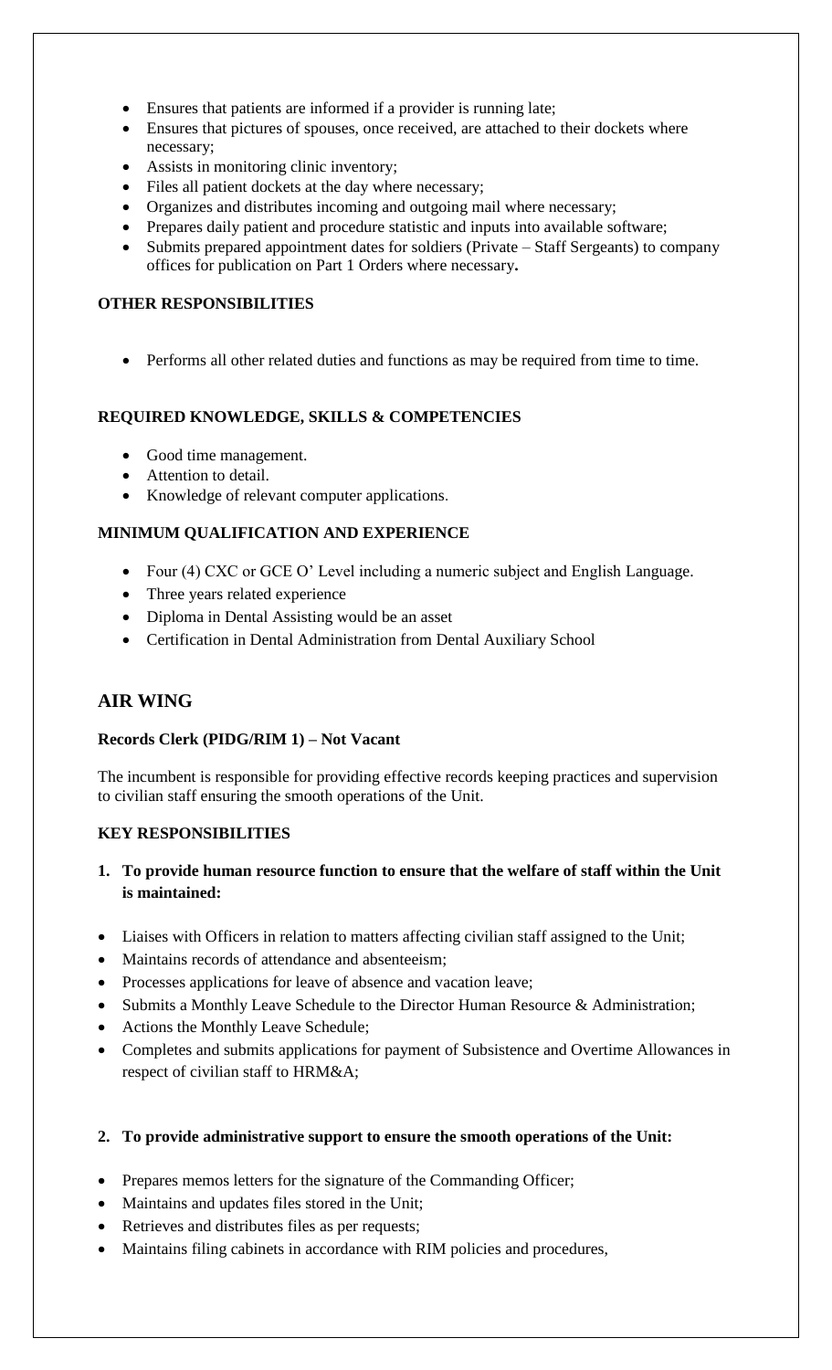- Ensures that patients are informed if a provider is running late;
- Ensures that pictures of spouses, once received, are attached to their dockets where necessary;
- Assists in monitoring clinic inventory;
- Files all patient dockets at the day where necessary;
- Organizes and distributes incoming and outgoing mail where necessary;
- Prepares daily patient and procedure statistic and inputs into available software;
- Submits prepared appointment dates for soldiers (Private – Staff Sergeants) to company offices for publication on Part 1 Orders where necessary**.**

**OTHER RESPONSIBILITIES**

- Performs all other related duties and functions as may be required from time to time.

**REQUIRED KNOWLEDGE, SKILLS & COMPETENCIES**

- Good time management.
- Attention to detail.
- Knowledge of relevant computer applications.

**MINIMUM QUALIFICATION AND EXPERIENCE**

- Four (4) CXC or GCE O' Level including a numeric subject and English Language.
- Three years related experience
- Diploma in Dental Assisting would be an asset
- Certification in Dental Administration from Dental Auxiliary School

## AIR WING

**Records Clerk (PIDG/RIM 1) – Not Vacant**

The incumbent is responsible for providing effective records keeping practices and supervision to civilian staff ensuring the smooth operations of the Unit.

**KEY RESPONSIBILITIES**

1. **To provide human resource function to ensure that the welfare of staff within the Unit is maintained:**

- Liaises with Officers in relation to matters affecting civilian staff assigned to the Unit;
- Maintains records of attendance and absenteeism;
- Processes applications for leave of absence and vacation leave;
- Submits a Monthly Leave Schedule to the Director Human Resource & Administration;
- Actions the Monthly Leave Schedule;
- Completes and submits applications for payment of Subsistence and Overtime Allowances in respect of civilian staff to HRM&A;

2. **To provide administrative support to ensure the smooth operations of the Unit:**

- Prepares memos letters for the signature of the Commanding Officer;
- Maintains and updates files stored in the Unit;
- Retrieves and distributes files as per requests;
- Maintains filing cabinets in accordance with RIM policies and procedures,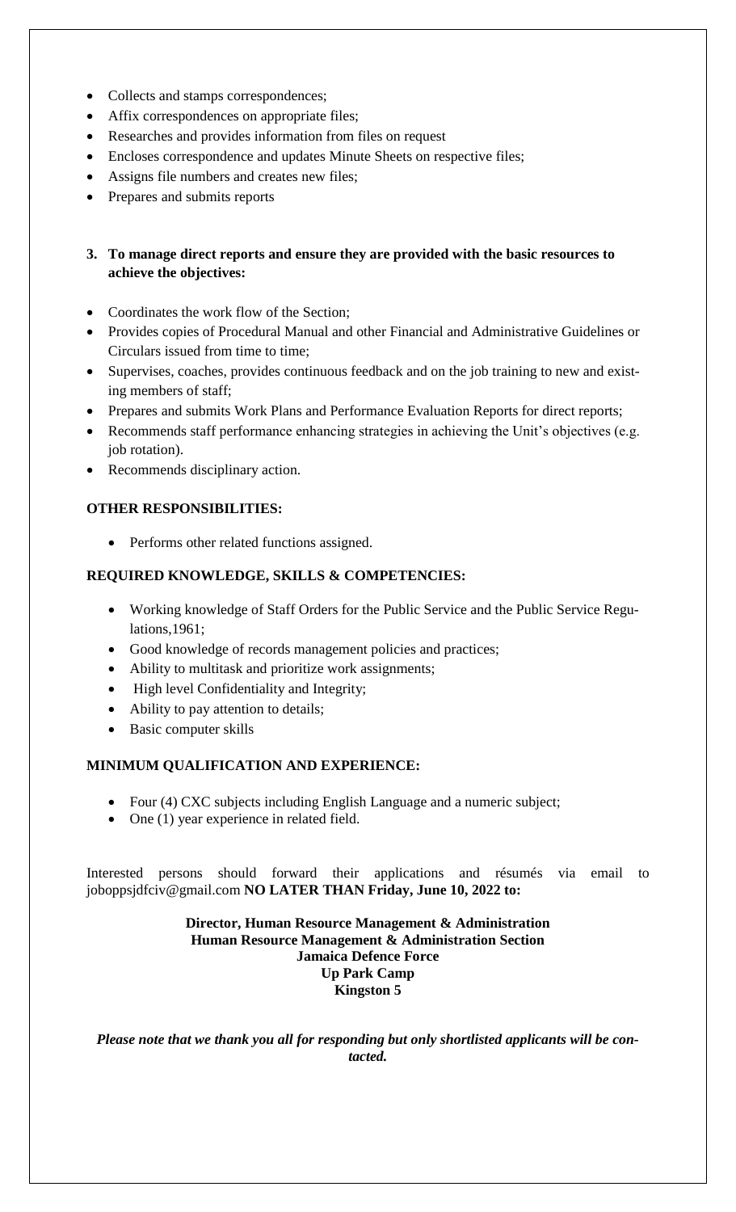- Collects and stamps correspondences;
- Affix correspondences on appropriate files;
- Researches and provides information from files on request
- Encloses correspondence and updates Minute Sheets on respective files;
- Assigns file numbers and creates new files;
- Prepares and submits reports

**3. To manage direct reports and ensure they are provided with the basic resources to achieve the objectives:**

- Coordinates the work flow of the Section;
- Provides copies of Procedural Manual and other Financial and Administrative Guidelines or Circulars issued from time to time;
- Supervises, coaches, provides continuous feedback and on the job training to new and existing members of staff;
- Prepares and submits Work Plans and Performance Evaluation Reports for direct reports;
- Recommends staff performance enhancing strategies in achieving the Unit's objectives (e.g. job rotation).
- Recommends disciplinary action.

**OTHER RESPONSIBILITIES:**

- Performs other related functions assigned.

**REQUIRED KNOWLEDGE, SKILLS & COMPETENCIES:**

- Working knowledge of Staff Orders for the Public Service and the Public Service Regulations,1961;
- Good knowledge of records management policies and practices;
- Ability to multitask and prioritize work assignments;
- High level Confidentiality and Integrity;
- Ability to pay attention to details;
- Basic computer skills

**MINIMUM QUALIFICATION AND EXPERIENCE:**

- Four (4) CXC subjects including English Language and a numeric subject;
- One (1) year experience in related field.

Interested persons should forward their applications and résumés via email to joboppsjdfciv@gmail.com **NO LATER THAN Friday, June 10, 2022 to:**

**Director, Human Resource Management & Administration**
**Human Resource Management & Administration Section**
**Jamaica Defence Force**
**Up Park Camp**
**Kingston 5**

***Please note that we thank you all for responding but only shortlisted applicants will be contacted.***